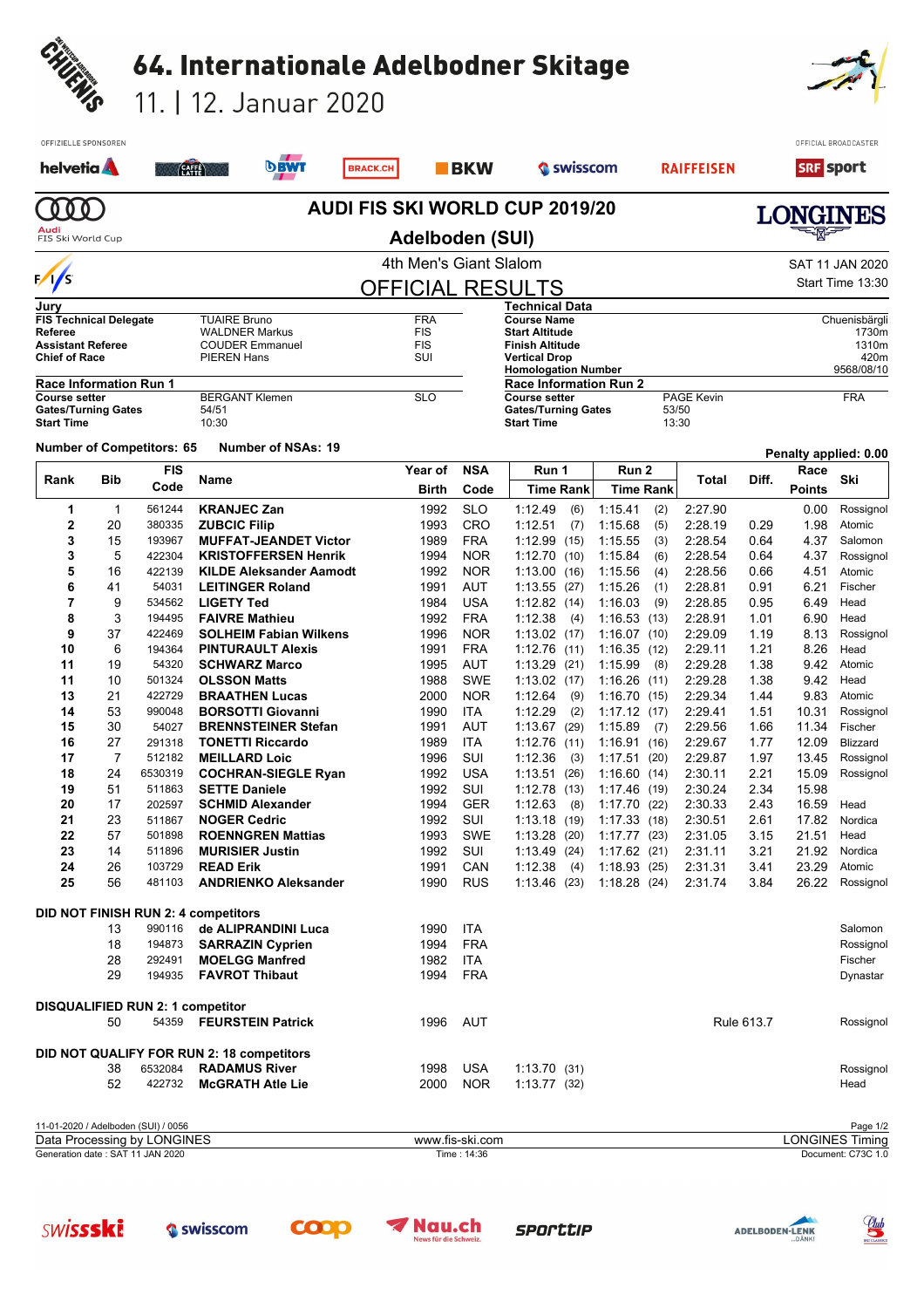# 64. Internationale Adelbodner Skitage

11. | 12. Januar 2020

OFFIZIELLE SPONSOREN: helvetia, CAFFÈ LATTE, BWT, BRACK.CH, BKW, swisscom, RAIFFEISEN

OFFICIAL BROADCASTER: SRF sport

## AUDI FIS SKI WORLD CUP 2019/20

## Adelboden (SUI)

4th Men's Giant Slalom

SAT 11 JAN 2020

Start Time 13:30

## OFFICIAL RESULTS

| Jury | | |
|---|---|---|
| FIS Technical Delegate | TUAIRE Bruno | FRA |
| Referee | WALDNER Markus | FIS |
| Assistant Referee | COUDER Emmanuel | FIS |
| Chief of Race | PIEREN Hans | SUI |

| Technical Data | |
|---|---|
| Course Name | Chuenisbärgli |
| Start Altitude | 1730m |
| Finish Altitude | 1310m |
| Vertical Drop | 420m |
| Homologation Number | 9568/08/10 |

| Race Information Run 1 | | |
|---|---|---|
| Course setter | BERGANT Klemen | SLO |
| Gates/Turning Gates | 54/51 | |
| Start Time | 10:30 | |

| Race Information Run 2 | | |
|---|---|---|
| Course setter | PAGE Kevin | FRA |
| Gates/Turning Gates | 53/50 | |
| Start Time | 13:30 | |

Number of Competitors: 65 Number of NSAs: 19

Penalty applied: 0.00

| Rank | Bib | FIS Code | Name | Year of Birth | NSA Code | Run 1 Time | Rank | Run 2 Time | Rank | Total | Diff. | Race Points | Ski |
|---|---|---|---|---|---|---|---|---|---|---|---|---|---|
| 1 | 1 | 561244 | **KRANJEC Zan** | 1992 | SLO | 1:12.49 | (6) | 1:15.41 | (2) | 2:27.90 | | 0.00 | Rossignol |
| 2 | 20 | 380335 | **ZUBCIC Filip** | 1993 | CRO | 1:12.51 | (7) | 1:15.68 | (5) | 2:28.19 | 0.29 | 1.98 | Atomic |
| 3 | 15 | 193967 | **MUFFAT-JEANDET Victor** | 1989 | FRA | 1:12.99 | (15) | 1:15.55 | (3) | 2:28.54 | 0.64 | 4.37 | Salomon |
| 3 | 5 | 422304 | **KRISTOFFERSEN Henrik** | 1994 | NOR | 1:12.70 | (10) | 1:15.84 | (6) | 2:28.54 | 0.64 | 4.37 | Rossignol |
| 5 | 16 | 422139 | **KILDE Aleksander Aamodt** | 1992 | NOR | 1:13.00 | (16) | 1:15.56 | (4) | 2:28.56 | 0.66 | 4.51 | Atomic |
| 6 | 41 | 54031 | **LEITINGER Roland** | 1991 | AUT | 1:13.55 | (27) | 1:15.26 | (1) | 2:28.81 | 0.91 | 6.21 | Fischer |
| 7 | 9 | 534562 | **LIGETY Ted** | 1984 | USA | 1:12.82 | (14) | 1:16.03 | (9) | 2:28.85 | 0.95 | 6.49 | Head |
| 8 | 3 | 194495 | **FAIVRE Mathieu** | 1992 | FRA | 1:12.38 | (4) | 1:16.53 | (13) | 2:28.91 | 1.01 | 6.90 | Head |
| 9 | 37 | 422469 | **SOLHEIM Fabian Wilkens** | 1996 | NOR | 1:13.02 | (17) | 1:16.07 | (10) | 2:29.09 | 1.19 | 8.13 | Rossignol |
| 10 | 6 | 194364 | **PINTURAULT Alexis** | 1991 | FRA | 1:12.76 | (11) | 1:16.35 | (12) | 2:29.11 | 1.21 | 8.26 | Head |
| 11 | 19 | 54320 | **SCHWARZ Marco** | 1995 | AUT | 1:13.29 | (21) | 1:15.99 | (8) | 2:29.28 | 1.38 | 9.42 | Atomic |
| 11 | 10 | 501324 | **OLSSON Matts** | 1988 | SWE | 1:13.02 | (17) | 1:16.26 | (11) | 2:29.28 | 1.38 | 9.42 | Head |
| 13 | 21 | 422729 | **BRAATHEN Lucas** | 2000 | NOR | 1:12.64 | (9) | 1:16.70 | (15) | 2:29.34 | 1.44 | 9.83 | Atomic |
| 14 | 53 | 990048 | **BORSOTTI Giovanni** | 1990 | ITA | 1:12.29 | (2) | 1:17.12 | (17) | 2:29.41 | 1.51 | 10.31 | Rossignol |
| 15 | 30 | 54027 | **BRENNSTEINER Stefan** | 1991 | AUT | 1:13.67 | (29) | 1:15.89 | (7) | 2:29.56 | 1.66 | 11.34 | Fischer |
| 16 | 27 | 291318 | **TONETTI Riccardo** | 1989 | ITA | 1:12.76 | (11) | 1:16.91 | (16) | 2:29.67 | 1.77 | 12.09 | Blizzard |
| 17 | 7 | 512182 | **MEILLARD Loic** | 1996 | SUI | 1:12.36 | (3) | 1:17.51 | (20) | 2:29.87 | 1.97 | 13.45 | Rossignol |
| 18 | 24 | 6530319 | **COCHRAN-SIEGLE Ryan** | 1992 | USA | 1:13.51 | (26) | 1:16.60 | (14) | 2:30.11 | 2.21 | 15.09 | Rossignol |
| 19 | 51 | 511863 | **SETTE Daniele** | 1992 | SUI | 1:12.78 | (13) | 1:17.46 | (19) | 2:30.24 | 2.34 | 15.98 | |
| 20 | 17 | 202597 | **SCHMID Alexander** | 1994 | GER | 1:12.63 | (8) | 1:17.70 | (22) | 2:30.33 | 2.43 | 16.59 | Head |
| 21 | 23 | 511867 | **NOGER Cedric** | 1992 | SUI | 1:13.18 | (19) | 1:17.33 | (18) | 2:30.51 | 2.61 | 17.82 | Nordica |
| 22 | 57 | 501898 | **ROENNGREN Mattias** | 1993 | SWE | 1:13.28 | (20) | 1:17.77 | (23) | 2:31.05 | 3.15 | 21.51 | Head |
| 23 | 14 | 511896 | **MURISIER Justin** | 1992 | SUI | 1:13.49 | (24) | 1:17.62 | (21) | 2:31.11 | 3.21 | 21.92 | Nordica |
| 24 | 26 | 103729 | **READ Erik** | 1991 | CAN | 1:12.38 | (4) | 1:18.93 | (25) | 2:31.31 | 3.41 | 23.29 | Atomic |
| 25 | 56 | 481103 | **ANDRIENKO Aleksander** | 1990 | RUS | 1:13.46 | (23) | 1:18.28 | (24) | 2:31.74 | 3.84 | 26.22 | Rossignol |

**DID NOT FINISH RUN 2: 4 competitors**

| Bib | FIS Code | Name | Year of Birth | NSA Code | Ski |
|---|---|---|---|---|---|
| 13 | 990116 | **de ALIPRANDINI Luca** | 1990 | ITA | Salomon |
| 18 | 194873 | **SARRAZIN Cyprien** | 1994 | FRA | Rossignol |
| 28 | 292491 | **MOELGG Manfred** | 1982 | ITA | Fischer |
| 29 | 194935 | **FAVROT Thibaut** | 1994 | FRA | Dynastar |

**DISQUALIFIED RUN 2: 1 competitor**

| Bib | FIS Code | Name | Year of Birth | NSA Code | Reason | Ski |
|---|---|---|---|---|---|---|
| 50 | 54359 | **FEURSTEIN Patrick** | 1996 | AUT | Rule 613.7 | Rossignol |

**DID NOT QUALIFY FOR RUN 2: 18 competitors**

| Bib | FIS Code | Name | Year of Birth | NSA Code | Run 1 Time | Rank | Ski |
|---|---|---|---|---|---|---|---|
| 38 | 6532084 | **RADAMUS River** | 1998 | USA | 1:13.70 | (31) | Rossignol |
| 52 | 422732 | **McGRATH Atle Lie** | 2000 | NOR | 1:13.77 | (32) | Head |

11-01-2020 / Adelboden (SUI) / 0056

Data Processing by LONGINES — www.fis-ski.com — LONGINES Timing

Generation date : SAT 11 JAN 2020 — Time : 14:36 — Document: C73C 1.0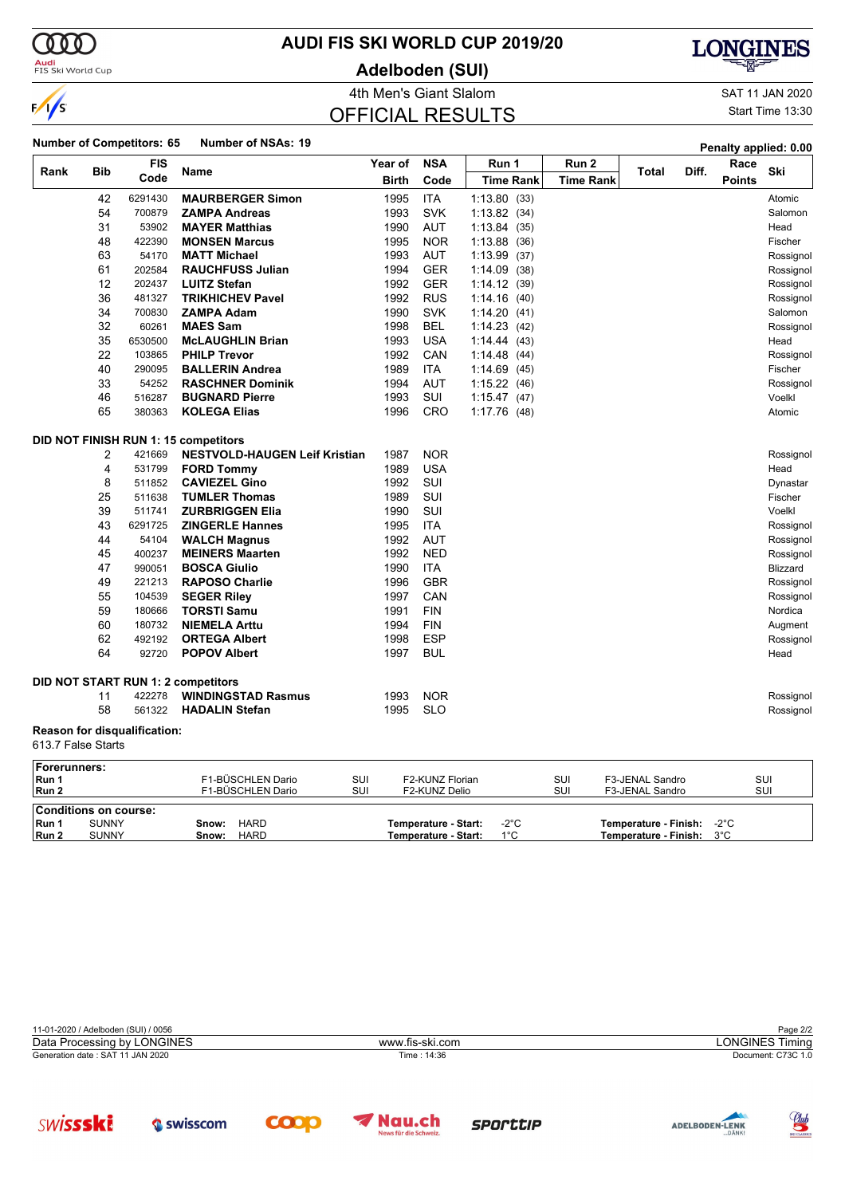# AUDI FIS SKI WORLD CUP 2019/20

## Adelboden (SUI)

4th Men's Giant Slalom

OFFICIAL RESULTS

SAT 11 JAN 2020

Start Time 13:30

**Number of Competitors: 65** **Number of NSAs: 19** **Penalty applied: 0.00**

| Rank | Bib | FIS Code | Name | Year of Birth | NSA Code | Run 1 Time Rank | Run 2 Time Rank | Total | Diff. | Race Points | Ski |
|---|---|---|---|---|---|---|---|---|---|---|---|
| | 42 | 6291430 | **MAURBERGER Simon** | 1995 | ITA | 1:13.80 (33) | | | | | Atomic |
| | 54 | 700879 | **ZAMPA Andreas** | 1993 | SVK | 1:13.82 (34) | | | | | Salomon |
| | 31 | 53902 | **MAYER Matthias** | 1990 | AUT | 1:13.84 (35) | | | | | Head |
| | 48 | 422390 | **MONSEN Marcus** | 1995 | NOR | 1:13.88 (36) | | | | | Fischer |
| | 63 | 54170 | **MATT Michael** | 1993 | AUT | 1:13.99 (37) | | | | | Rossignol |
| | 61 | 202584 | **RAUCHFUSS Julian** | 1994 | GER | 1:14.09 (38) | | | | | Rossignol |
| | 12 | 202437 | **LUITZ Stefan** | 1992 | GER | 1:14.12 (39) | | | | | Rossignol |
| | 36 | 481327 | **TRIKHICHEV Pavel** | 1992 | RUS | 1:14.16 (40) | | | | | Rossignol |
| | 34 | 700830 | **ZAMPA Adam** | 1990 | SVK | 1:14.20 (41) | | | | | Salomon |
| | 32 | 60261 | **MAES Sam** | 1998 | BEL | 1:14.23 (42) | | | | | Rossignol |
| | 35 | 6530500 | **McLAUGHLIN Brian** | 1993 | USA | 1:14.44 (43) | | | | | Head |
| | 22 | 103865 | **PHILP Trevor** | 1992 | CAN | 1:14.48 (44) | | | | | Rossignol |
| | 40 | 290095 | **BALLERIN Andrea** | 1989 | ITA | 1:14.69 (45) | | | | | Fischer |
| | 33 | 54252 | **RASCHNER Dominik** | 1994 | AUT | 1:15.22 (46) | | | | | Rossignol |
| | 46 | 516287 | **BUGNARD Pierre** | 1993 | SUI | 1:15.47 (47) | | | | | Voelkl |
| | 65 | 380363 | **KOLEGA Elias** | 1996 | CRO | 1:17.76 (48) | | | | | Atomic |

**DID NOT FINISH RUN 1: 15 competitors**

| Bib | FIS Code | Name | Year of Birth | NSA Code | Ski |
|---|---|---|---|---|---|
| 2 | 421669 | **NESTVOLD-HAUGEN Leif Kristian** | 1987 | NOR | Rossignol |
| 4 | 531799 | **FORD Tommy** | 1989 | USA | Head |
| 8 | 511852 | **CAVIEZEL Gino** | 1992 | SUI | Dynastar |
| 25 | 511638 | **TUMLER Thomas** | 1989 | SUI | Fischer |
| 39 | 511741 | **ZURBRIGGEN Elia** | 1990 | SUI | Voelkl |
| 43 | 6291725 | **ZINGERLE Hannes** | 1995 | ITA | Rossignol |
| 44 | 54104 | **WALCH Magnus** | 1992 | AUT | Rossignol |
| 45 | 400237 | **MEINERS Maarten** | 1992 | NED | Rossignol |
| 47 | 990051 | **BOSCA Giulio** | 1990 | ITA | Blizzard |
| 49 | 221213 | **RAPOSO Charlie** | 1996 | GBR | Rossignol |
| 55 | 104539 | **SEGER Riley** | 1997 | CAN | Rossignol |
| 59 | 180666 | **TORSTI Samu** | 1991 | FIN | Nordica |
| 60 | 180732 | **NIEMELA Arttu** | 1994 | FIN | Augment |
| 62 | 492192 | **ORTEGA Albert** | 1998 | ESP | Rossignol |
| 64 | 92720 | **POPOV Albert** | 1997 | BUL | Head |

**DID NOT START RUN 1: 2 competitors**

| Bib | FIS Code | Name | Year of Birth | NSA Code | Ski |
|---|---|---|---|---|---|
| 11 | 422278 | **WINDINGSTAD Rasmus** | 1993 | NOR | Rossignol |
| 58 | 561322 | **HADALIN Stefan** | 1995 | SLO | Rossignol |

**Reason for disqualification:**

613.7 False Starts

| Forerunners: | | | | | | |
|---|---|---|---|---|---|---|
| Run 1 | F1-BÜSCHLEN Dario | SUI | F2-KUNZ Florian | SUI | F3-JENAL Sandro | SUI |
| Run 2 | F1-BÜSCHLEN Dario | SUI | F2-KUNZ Delio | SUI | F3-JENAL Sandro | SUI |

| Conditions on course: | | | | |
|---|---|---|---|---|
| Run 1 | SUNNY | Snow: HARD | Temperature - Start: -2°C | Temperature - Finish: -2°C |
| Run 2 | SUNNY | Snow: HARD | Temperature - Start: 1°C | Temperature - Finish: 3°C |

11-01-2020 / Adelboden (SUI) / 0056

Data Processing by LONGINES — www.fis-ski.com — LONGINES Timing

Generation date : SAT 11 JAN 2020 — Time : 14:36 — Document: C73C 1.0